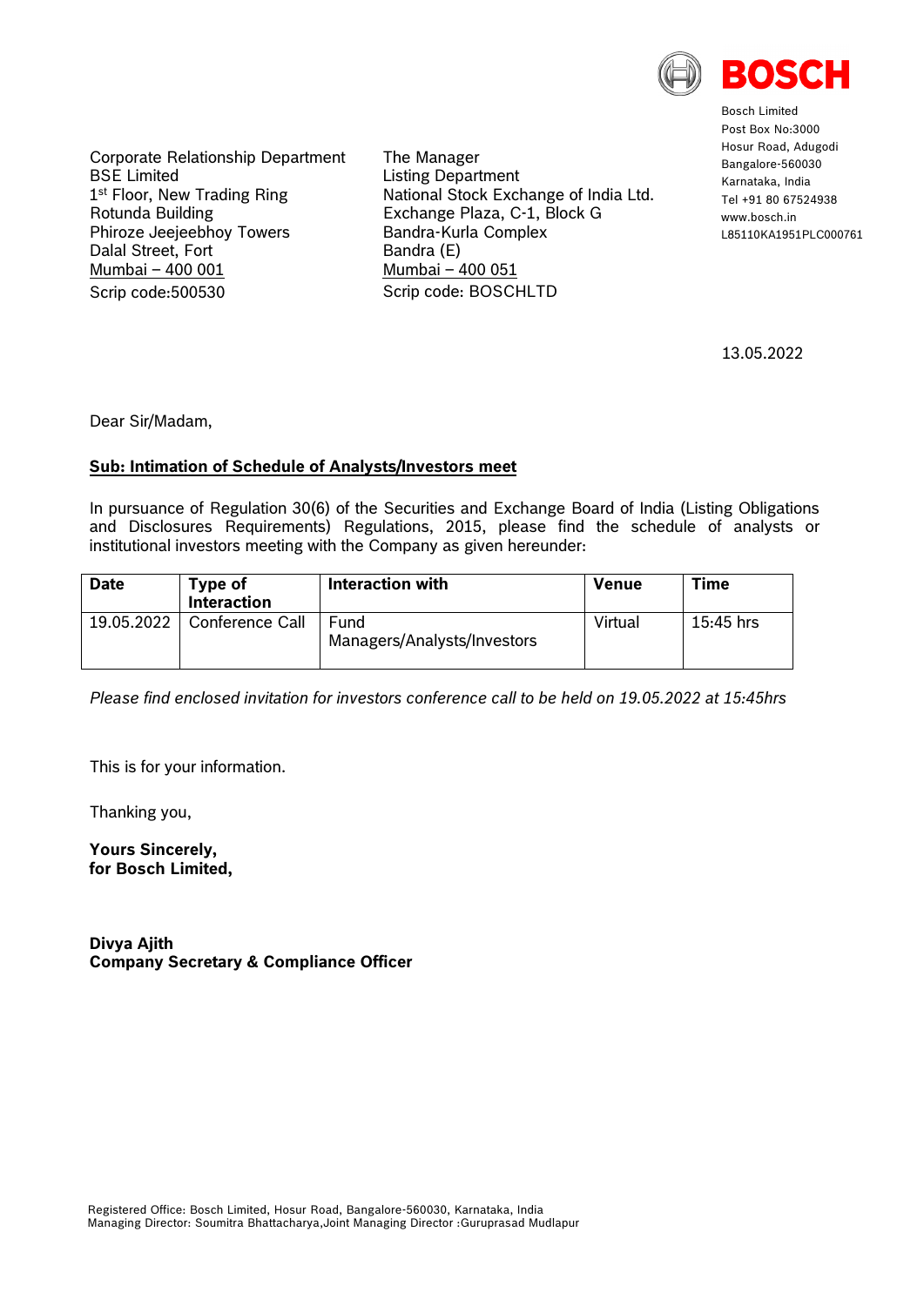**BOSCH**

Bosch Limited
Post Box No:3000
Hosur Road, Adugodi
Bangalore-560030
Karnataka, India
Tel +91 80 67524938
www.bosch.in
L85110KA1951PLC000761

Corporate Relationship Department
BSE Limited
1st Floor, New Trading Ring
Rotunda Building
Phiroze Jeejeebhoy Towers
Dalal Street, Fort
Mumbai – 400 001
Scrip code:500530

The Manager
Listing Department
National Stock Exchange of India Ltd.
Exchange Plaza, C-1, Block G
Bandra-Kurla Complex
Bandra (E)
Mumbai – 400 051
Scrip code: BOSCHLTD

13.05.2022

Dear Sir/Madam,

**Sub: Intimation of Schedule of Analysts/Investors meet**

In pursuance of Regulation 30(6) of the Securities and Exchange Board of India (Listing Obligations and Disclosures Requirements) Regulations, 2015, please find the schedule of analysts or institutional investors meeting with the Company as given hereunder:

| Date | Type of Interaction | Interaction with | Venue | Time |
|---|---|---|---|---|
| 19.05.2022 | Conference Call | Fund Managers/Analysts/Investors | Virtual | 15:45 hrs |

*Please find enclosed invitation for investors conference call to be held on 19.05.2022 at 15:45hrs*

This is for your information.

Thanking you,

**Yours Sincerely,**
**for Bosch Limited,**

**Divya Ajith**
**Company Secretary & Compliance Officer**

Registered Office: Bosch Limited, Hosur Road, Bangalore-560030, Karnataka, India
Managing Director: Soumitra Bhattacharya,Joint Managing Director :Guruprasad Mudlapur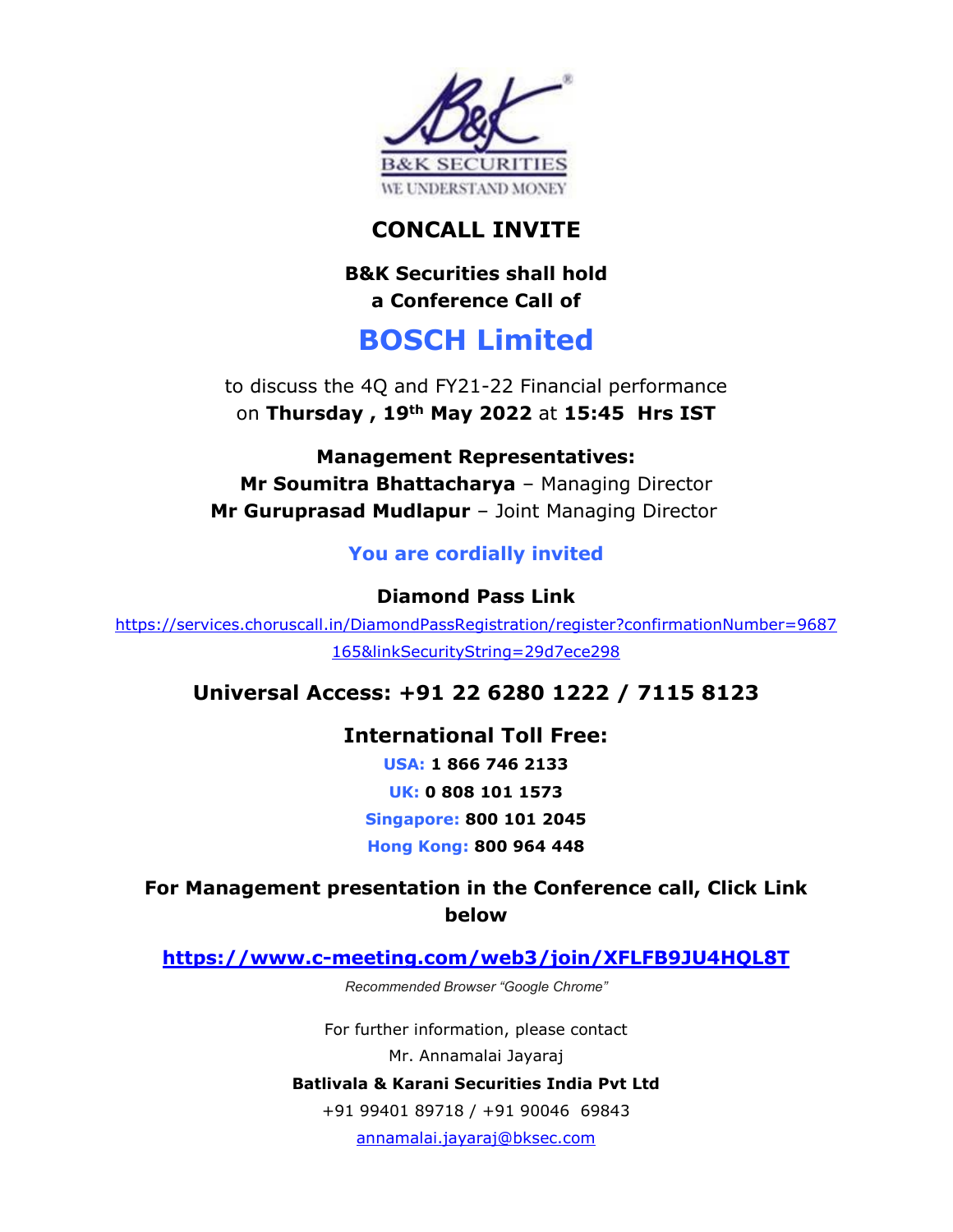# CONCALL INVITE

**B&K Securities shall hold a Conference Call of**

## BOSCH Limited

to discuss the 4Q and FY21-22 Financial performance on **Thursday , 19th May 2022** at **15:45 Hrs IST**

**Management Representatives:**
**Mr Soumitra Bhattacharya** – Managing Director
**Mr Guruprasad Mudlapur** – Joint Managing Director

**You are cordially invited**

**Diamond Pass Link**

https://services.choruscall.in/DiamondPassRegistration/register?confirmationNumber=9687165&linkSecurityString=29d7ece298

**Universal Access: +91 22 6280 1222 / 7115 8123**

**International Toll Free:**

**USA: 1 866 746 2133**
**UK: 0 808 101 1573**
**Singapore: 800 101 2045**
**Hong Kong: 800 964 448**

**For Management presentation in the Conference call, Click Link below**

**https://www.c-meeting.com/web3/join/XFLFB9JU4HQL8T**

*Recommended Browser "Google Chrome"*

For further information, please contact
Mr. Annamalai Jayaraj
**Batlivala & Karani Securities India Pvt Ltd**
+91 99401 89718 / +91 90046 69843
annamalai.jayaraj@bksec.com